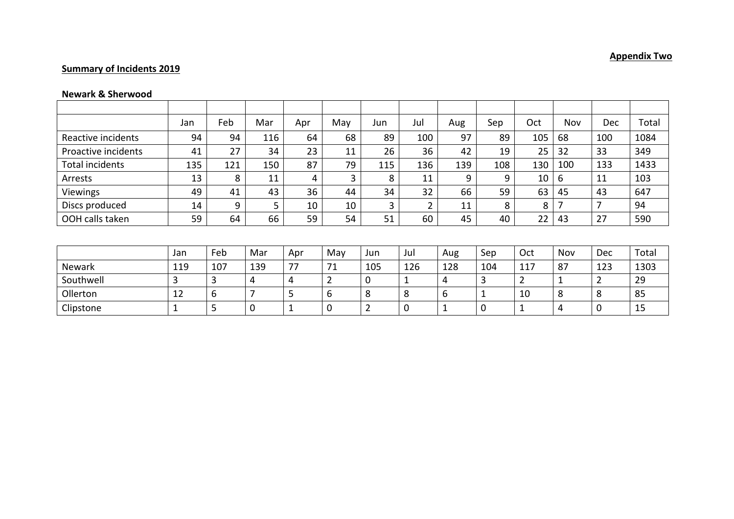**Appendix Two**

**Summary of Incidents 2019**

**Newark & Sherwood**

| | Jan | Feb | Mar | Apr | May | Jun | Jul | Aug | Sep | Oct | Nov | Dec | Total |
|---|---|---|---|---|---|---|---|---|---|---|---|---|---|
| Reactive incidents | 94 | 94 | 116 | 64 | 68 | 89 | 100 | 97 | 89 | 105 | 68 | 100 | 1084 |
| Proactive incidents | 41 | 27 | 34 | 23 | 11 | 26 | 36 | 42 | 19 | 25 | 32 | 33 | 349 |
| Total incidents | 135 | 121 | 150 | 87 | 79 | 115 | 136 | 139 | 108 | 130 | 100 | 133 | 1433 |
| Arrests | 13 | 8 | 11 | 4 | 3 | 8 | 11 | 9 | 9 | 10 | 6 | 11 | 103 |
| Viewings | 49 | 41 | 43 | 36 | 44 | 34 | 32 | 66 | 59 | 63 | 45 | 43 | 647 |
| Discs produced | 14 | 9 | 5 | 10 | 10 | 3 | 2 | 11 | 8 | 8 | 7 | 7 | 94 |
| OOH calls taken | 59 | 64 | 66 | 59 | 54 | 51 | 60 | 45 | 40 | 22 | 43 | 27 | 590 |

| | Jan | Feb | Mar | Apr | May | Jun | Jul | Aug | Sep | Oct | Nov | Dec | Total |
|---|---|---|---|---|---|---|---|---|---|---|---|---|---|
| Newark | 119 | 107 | 139 | 77 | 71 | 105 | 126 | 128 | 104 | 117 | 87 | 123 | 1303 |
| Southwell | 3 | 3 | 4 | 4 | 2 | 0 | 1 | 4 | 3 | 2 | 1 | 2 | 29 |
| Ollerton | 12 | 6 | 7 | 5 | 6 | 8 | 8 | 6 | 1 | 10 | 8 | 8 | 85 |
| Clipstone | 1 | 5 | 0 | 1 | 0 | 2 | 0 | 1 | 0 | 1 | 4 | 0 | 15 |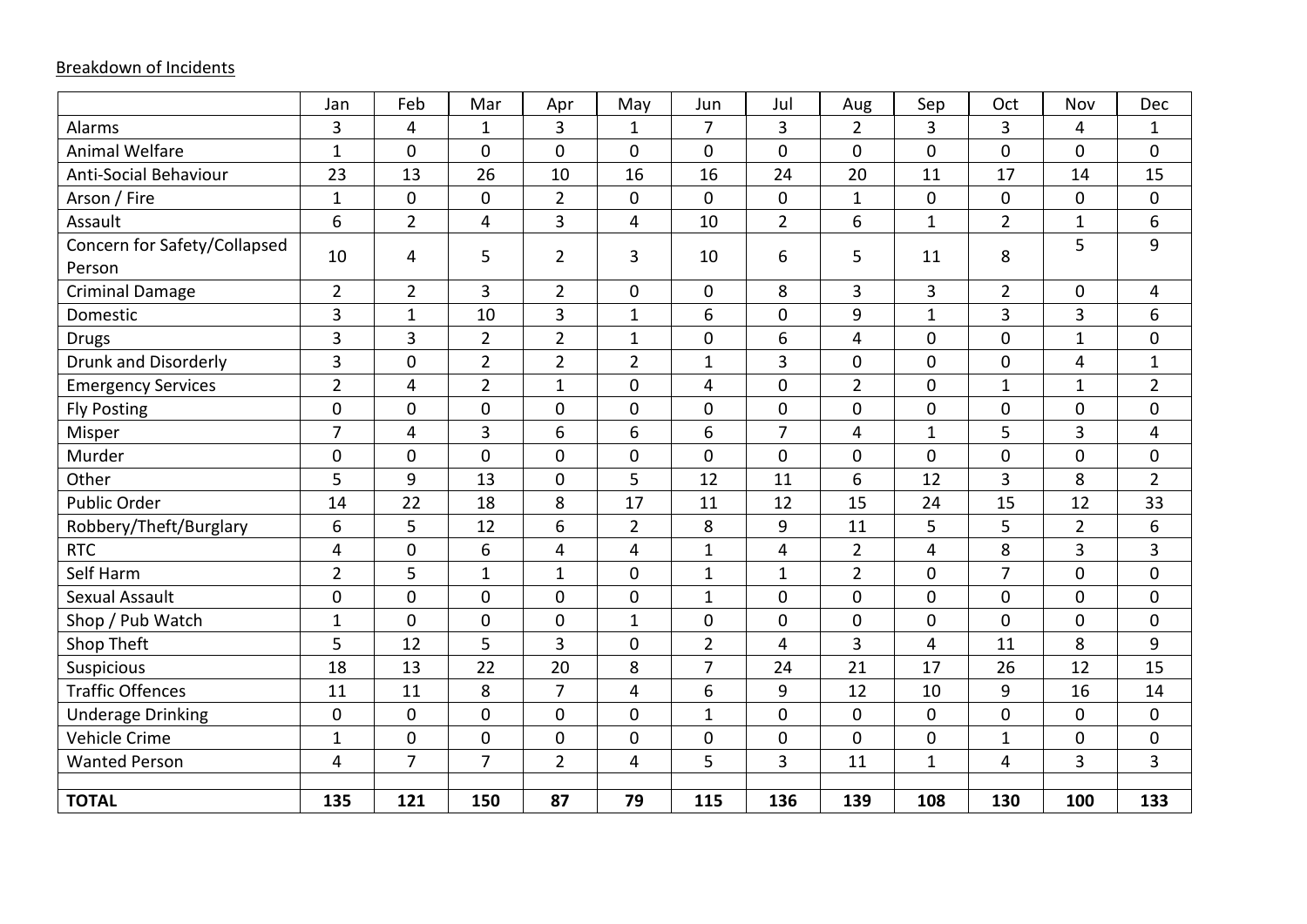Breakdown of Incidents

| | Jan | Feb | Mar | Apr | May | Jun | Jul | Aug | Sep | Oct | Nov | Dec |
|---|---|---|---|---|---|---|---|---|---|---|---|---|
| Alarms | 3 | 4 | 1 | 3 | 1 | 7 | 3 | 2 | 3 | 3 | 4 | 1 |
| Animal Welfare | 1 | 0 | 0 | 0 | 0 | 0 | 0 | 0 | 0 | 0 | 0 | 0 |
| Anti-Social Behaviour | 23 | 13 | 26 | 10 | 16 | 16 | 24 | 20 | 11 | 17 | 14 | 15 |
| Arson / Fire | 1 | 0 | 0 | 2 | 0 | 0 | 0 | 1 | 0 | 0 | 0 | 0 |
| Assault | 6 | 2 | 4 | 3 | 4 | 10 | 2 | 6 | 1 | 2 | 1 | 6 |
| Concern for Safety/Collapsed Person | 10 | 4 | 5 | 2 | 3 | 10 | 6 | 5 | 11 | 8 | 5 | 9 |
| Criminal Damage | 2 | 2 | 3 | 2 | 0 | 0 | 8 | 3 | 3 | 2 | 0 | 4 |
| Domestic | 3 | 1 | 10 | 3 | 1 | 6 | 0 | 9 | 1 | 3 | 3 | 6 |
| Drugs | 3 | 3 | 2 | 2 | 1 | 0 | 6 | 4 | 0 | 0 | 1 | 0 |
| Drunk and Disorderly | 3 | 0 | 2 | 2 | 2 | 1 | 3 | 0 | 0 | 0 | 4 | 1 |
| Emergency Services | 2 | 4 | 2 | 1 | 0 | 4 | 0 | 2 | 0 | 1 | 1 | 2 |
| Fly Posting | 0 | 0 | 0 | 0 | 0 | 0 | 0 | 0 | 0 | 0 | 0 | 0 |
| Misper | 7 | 4 | 3 | 6 | 6 | 6 | 7 | 4 | 1 | 5 | 3 | 4 |
| Murder | 0 | 0 | 0 | 0 | 0 | 0 | 0 | 0 | 0 | 0 | 0 | 0 |
| Other | 5 | 9 | 13 | 0 | 5 | 12 | 11 | 6 | 12 | 3 | 8 | 2 |
| Public Order | 14 | 22 | 18 | 8 | 17 | 11 | 12 | 15 | 24 | 15 | 12 | 33 |
| Robbery/Theft/Burglary | 6 | 5 | 12 | 6 | 2 | 8 | 9 | 11 | 5 | 5 | 2 | 6 |
| RTC | 4 | 0 | 6 | 4 | 4 | 1 | 4 | 2 | 4 | 8 | 3 | 3 |
| Self Harm | 2 | 5 | 1 | 1 | 0 | 1 | 1 | 2 | 0 | 7 | 0 | 0 |
| Sexual Assault | 0 | 0 | 0 | 0 | 0 | 1 | 0 | 0 | 0 | 0 | 0 | 0 |
| Shop / Pub Watch | 1 | 0 | 0 | 0 | 1 | 0 | 0 | 0 | 0 | 0 | 0 | 0 |
| Shop Theft | 5 | 12 | 5 | 3 | 0 | 2 | 4 | 3 | 4 | 11 | 8 | 9 |
| Suspicious | 18 | 13 | 22 | 20 | 8 | 7 | 24 | 21 | 17 | 26 | 12 | 15 |
| Traffic Offences | 11 | 11 | 8 | 7 | 4 | 6 | 9 | 12 | 10 | 9 | 16 | 14 |
| Underage Drinking | 0 | 0 | 0 | 0 | 0 | 1 | 0 | 0 | 0 | 0 | 0 | 0 |
| Vehicle Crime | 1 | 0 | 0 | 0 | 0 | 0 | 0 | 0 | 0 | 1 | 0 | 0 |
| Wanted Person | 4 | 7 | 7 | 2 | 4 | 5 | 3 | 11 | 1 | 4 | 3 | 3 |
| | | | | | | | | | | | | |
| **TOTAL** | **135** | **121** | **150** | **87** | **79** | **115** | **136** | **139** | **108** | **130** | **100** | **133** |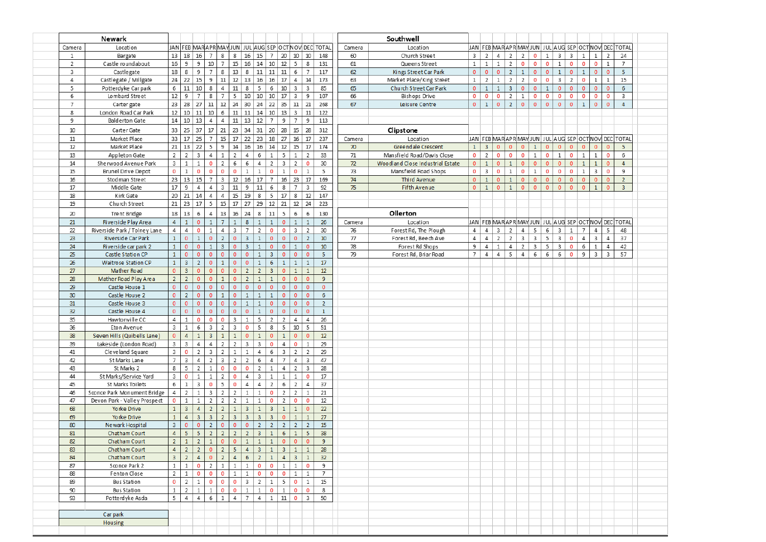## Newark

| Camera | Location | JAN | FEB | MAR | APR | MAY | JUN | JUL | AUG | SEP | OCT | NOV | DEC | TOTAL |
|---|---|---|---|---|---|---|---|---|---|---|---|---|---|---|
| 1 | Bargate | 13 | 18 | 16 | 7 | 8 | 8 | 16 | 15 | 7 | 20 | 10 | 10 | 148 |
| 2 | Castle roundabout | 16 | 9 | 9 | 10 | 7 | 15 | 16 | 14 | 10 | 12 | 5 | 8 | 131 |
| 3 | Castlegate | 18 | 8 | 9 | 7 | 8 | 13 | 8 | 11 | 11 | 11 | 6 | 7 | 117 |
| 4 | Castlegate / Millgate | 24 | 22 | 15 | 9 | 11 | 12 | 13 | 16 | 16 | 17 | 4 | 14 | 173 |
| 5 | Potterdyke Car park | 6 | 11 | 10 | 8 | 4 | 11 | 8 | 5 | 6 | 10 | 3 | 3 | 85 |
| 6 | Lombard Street | 12 | 9 | 7 | 8 | 7 | 5 | 10 | 10 | 10 | 17 | 3 | 9 | 107 |
| 7 | Carter gate | 23 | 28 | 27 | 11 | 12 | 24 | 30 | 24 | 22 | 35 | 11 | 21 | 268 |
| 8 | London Road Car Park | 12 | 10 | 11 | 10 | 6 | 11 | 11 | 14 | 10 | 13 | 3 | 11 | 122 |
| 9 | Balderton Gate | 14 | 10 | 13 | 4 | 4 | 11 | 13 | 12 | 7 | 9 | 7 | 9 | 113 |
| 10 | Carter Gate | 33 | 25 | 37 | 17 | 21 | 23 | 34 | 31 | 20 | 28 | 15 | 28 | 312 |
| 11 | Market Place | 33 | 17 | 25 | 7 | 15 | 17 | 22 | 23 | 18 | 27 | 16 | 17 | 237 |
| 12 | Market Place | 21 | 13 | 22 | 5 | 9 | 14 | 16 | 16 | 14 | 12 | 15 | 17 | 174 |
| 13 | Appleton Gate | 2 | 2 | 3 | 4 | 1 | 2 | 4 | 6 | 1 | 5 | 1 | 2 | 33 |
| 14 | Sherwood Avenue Park | 3 | 1 | 1 | 0 | 2 | 6 | 6 | 4 | 2 | 3 | 2 | 0 | 30 |
| 15 | Brunel Drive Depot | 0 | 1 | 0 | 0 | 0 | 0 | 1 | 1 | 0 | 1 | 0 | 1 | 5 |
| 16 | Stodman Street | 23 | 13 | 15 | 7 | 3 | 12 | 16 | 17 | 7 | 16 | 23 | 17 | 169 |
| 17 | Middle Gate | 17 | 9 | 4 | 4 | 3 | 11 | 9 | 11 | 6 | 8 | 7 | 3 | 92 |
| 18 | Kirk Gate | 20 | 21 | 14 | 4 | 4 | 15 | 19 | 8 | 5 | 17 | 8 | 12 | 147 |
| 19 | Church Street | 21 | 23 | 17 | 5 | 15 | 17 | 27 | 29 | 12 | 21 | 12 | 24 | 223 |
| 20 | Trent Bridge | 18 | 13 | 6 | 4 | 13 | 16 | 24 | 8 | 11 | 5 | 6 | 6 | 130 |
| 21 | Riverside Play Area | 4 | 1 | 0 | 1 | 7 | 1 | 8 | 1 | 1 | 0 | 1 | 1 | 26 |
| 22 | Riverside Park / Tolney Lane | 4 | 4 | 0 | 1 | 4 | 3 | 7 | 2 | 0 | 0 | 3 | 2 | 30 |
| 23 | Riverside Car Park | 1 | 0 | 1 | 0 | 2 | 0 | 3 | 1 | 0 | 0 | 0 | 2 | 10 |
| 24 | Riverside car park 2 | 1 | 0 | 0 | 1 | 3 | 0 | 3 | 1 | 0 | 0 | 1 | 0 | 10 |
| 25 | Castle Station CP | 1 | 0 | 0 | 0 | 0 | 0 | 0 | 1 | 3 | 0 | 0 | 0 | 5 |
| 26 | Waitrose Station CP | 1 | 3 | 2 | 0 | 1 | 0 | 0 | 1 | 6 | 1 | 1 | 1 | 17 |
| 27 | Mather Road | 0 | 3 | 0 | 0 | 0 | 0 | 2 | 2 | 3 | 0 | 1 | 1 | 12 |
| 28 | Mather Road Play Area | 2 | 2 | 0 | 0 | 1 | 0 | 2 | 1 | 1 | 0 | 0 | 0 | 9 |
| 29 | Castle House 1 | 0 | 0 | 0 | 0 | 0 | 0 | 0 | 0 | 0 | 0 | 0 | 0 | 0 |
| 30 | Castle House 2 | 0 | 2 | 0 | 0 | 1 | 0 | 1 | 1 | 1 | 0 | 0 | 0 | 6 |
| 31 | Castle House 3 | 0 | 0 | 0 | 0 | 0 | 0 | 1 | 1 | 0 | 0 | 0 | 0 | 2 |
| 32 | Castle House 4 | 0 | 0 | 0 | 0 | 0 | 0 | 0 | 1 | 0 | 0 | 0 | 0 | 1 |
| 35 | Hawtonville CC | 4 | 1 | 0 | 0 | 0 | 3 | 1 | 5 | 2 | 2 | 4 | 4 | 26 |
| 36 | Eton Avenue | 3 | 1 | 6 | 3 | 2 | 3 | 0 | 5 | 8 | 5 | 10 | 5 | 51 |
| 38 | Seven Hills (Quibells Lane) | 0 | 4 | 1 | 3 | 1 | 1 | 0 | 1 | 0 | 1 | 0 | 0 | 12 |
| 39 | Lakeside (London Road) | 3 | 3 | 4 | 4 | 2 | 2 | 3 | 3 | 0 | 4 | 0 | 1 | 29 |
| 41 | Cleveland Square | 3 | 0 | 2 | 3 | 2 | 1 | 1 | 4 | 6 | 3 | 2 | 2 | 29 |
| 42 | St Marks Lane | 7 | 3 | 4 | 2 | 3 | 2 | 2 | 6 | 4 | 7 | 4 | 3 | 47 |
| 43 | St Marks 2 | 8 | 5 | 2 | 1 | 0 | 0 | 0 | 2 | 1 | 4 | 2 | 3 | 28 |
| 44 | St Marks/Service Yard | 3 | 0 | 1 | 1 | 2 | 0 | 4 | 3 | 1 | 1 | 1 | 0 | 17 |
| 45 | St Marks Toilets | 6 | 1 | 3 | 0 | 5 | 0 | 4 | 4 | 2 | 6 | 2 | 4 | 37 |
| 46 | Sconce Park Monument Bridge | 4 | 2 | 1 | 3 | 2 | 2 | 1 | 1 | 0 | 2 | 2 | 1 | 21 |
| 47 | Devon Park - Valley Prospect | 0 | 1 | 1 | 2 | 2 | 2 | 1 | 1 | 0 | 2 | 0 | 0 | 12 |
| 68 | Yorke Drive | 1 | 3 | 4 | 2 | 2 | 1 | 3 | 1 | 3 | 1 | 1 | 0 | 22 |
| 69 | Yorke Drive | 1 | 4 | 3 | 3 | 2 | 3 | 3 | 3 | 3 | 0 | 1 | 1 | 27 |
| 80 | Newark Hospital | 3 | 0 | 0 | 2 | 0 | 0 | 0 | 2 | 2 | 2 | 2 | 2 | 15 |
| 81 | Chatham Court | 4 | 5 | 5 | 2 | 2 | 2 | 2 | 3 | 1 | 6 | 1 | 5 | 38 |
| 82 | Chatham Court | 2 | 1 | 2 | 1 | 0 | 0 | 1 | 1 | 1 | 0 | 0 | 0 | 9 |
| 83 | Chatham Court | 4 | 2 | 2 | 0 | 2 | 5 | 4 | 3 | 1 | 3 | 1 | 1 | 28 |
| 84 | Chatham Court | 3 | 2 | 4 | 0 | 2 | 4 | 6 | 2 | 1 | 4 | 3 | 1 | 32 |
| 87 | Sconce Park 2 | 1 | 1 | 0 | 2 | 1 | 1 | 1 | 0 | 0 | 1 | 1 | 0 | 9 |
| 88 | Fenton Close | 2 | 1 | 0 | 0 | 1 | 1 | 0 | 0 | 0 | 0 | 1 | 1 | 7 |
| 89 | Bus Station | 0 | 2 | 1 | 0 | 0 | 0 | 3 | 2 | 1 | 5 | 0 | 1 | 15 |
| 90 | Bus Station | 1 | 2 | 1 | 1 | 0 | 0 | 1 | 1 | 0 | 1 | 0 | 0 | 8 |
| 93 | Potterdyke Asda | 5 | 4 | 4 | 6 | 1 | 4 | 7 | 4 | 1 | 11 | 0 | 3 | 50 |

| |
|---|
| Car park |
| Housing |

## Southwell

| Camera | Location | JAN | FEB | MAR | APR | MAY | JUN | JUL | AUG | SEP | OCT | NOV | DEC | TOTAL |
|---|---|---|---|---|---|---|---|---|---|---|---|---|---|---|
| 60 | Church Street | 3 | 2 | 4 | 2 | 2 | 0 | 1 | 3 | 3 | 1 | 1 | 2 | 24 |
| 61 | Queens Street | 1 | 1 | 1 | 2 | 0 | 0 | 0 | 1 | 0 | 0 | 0 | 1 | 7 |
| 62 | Kings Street Car Park | 0 | 0 | 0 | 2 | 1 | 0 | 0 | 1 | 0 | 1 | 0 | 0 | 5 |
| 63 | Market Place/King Street | 1 | 2 | 1 | 2 | 2 | 0 | 0 | 3 | 2 | 0 | 1 | 1 | 15 |
| 65 | Church Street Car Park | 0 | 1 | 1 | 3 | 0 | 0 | 1 | 0 | 0 | 0 | 0 | 0 | 6 |
| 66 | Bishops Drive | 0 | 0 | 0 | 2 | 1 | 0 | 0 | 0 | 0 | 0 | 0 | 0 | 3 |
| 67 | Leisure Centre | 0 | 1 | 0 | 2 | 0 | 0 | 0 | 0 | 0 | 1 | 0 | 0 | 4 |

## Clipstone

| Camera | Location | JAN | FEB | MAR | APR | MAY | JUN | JUL | AUG | SEP | OCT | NOV | DEC | TOTAL |
|---|---|---|---|---|---|---|---|---|---|---|---|---|---|---|
| 70 | Greendale Crescent | 1 | 3 | 0 | 0 | 0 | 1 | 0 | 0 | 0 | 0 | 0 | 0 | 5 |
| 71 | Mansfield Road/Davis Close | 0 | 2 | 0 | 0 | 0 | 1 | 0 | 1 | 0 | 1 | 1 | 0 | 6 |
| 72 | Woodland Close Industrial Estate | 0 | 1 | 0 | 1 | 0 | 0 | 0 | 0 | 0 | 1 | 1 | 0 | 4 |
| 73 | Mansfield Road Shops | 0 | 3 | 0 | 1 | 0 | 1 | 0 | 0 | 0 | 1 | 3 | 0 | 9 |
| 74 | Third Avenue | 0 | 1 | 0 | 1 | 0 | 0 | 0 | 0 | 0 | 0 | 0 | 0 | 2 |
| 75 | Fifth Avenue | 0 | 1 | 0 | 1 | 0 | 0 | 0 | 0 | 0 | 0 | 1 | 0 | 3 |

## Ollerton

| Camera | Location | JAN | FEB | MAR | APR | MAY | JUN | JUL | AUG | SEP | OCT | NOV | DEC | TOTAL |
|---|---|---|---|---|---|---|---|---|---|---|---|---|---|---|
| 76 | Forest Rd, The Plough | 4 | 4 | 3 | 2 | 4 | 5 | 6 | 3 | 1 | 7 | 4 | 5 | 48 |
| 77 | Forest Rd, Beech Ave | 4 | 4 | 2 | 2 | 3 | 3 | 5 | 3 | 0 | 4 | 3 | 4 | 37 |
| 78 | Forest Rd Shops | 9 | 4 | 1 | 4 | 2 | 3 | 5 | 3 | 0 | 6 | 1 | 4 | 42 |
| 79 | Forest Rd, Briar Road | 7 | 4 | 4 | 5 | 4 | 6 | 6 | 6 | 0 | 9 | 3 | 3 | 57 |